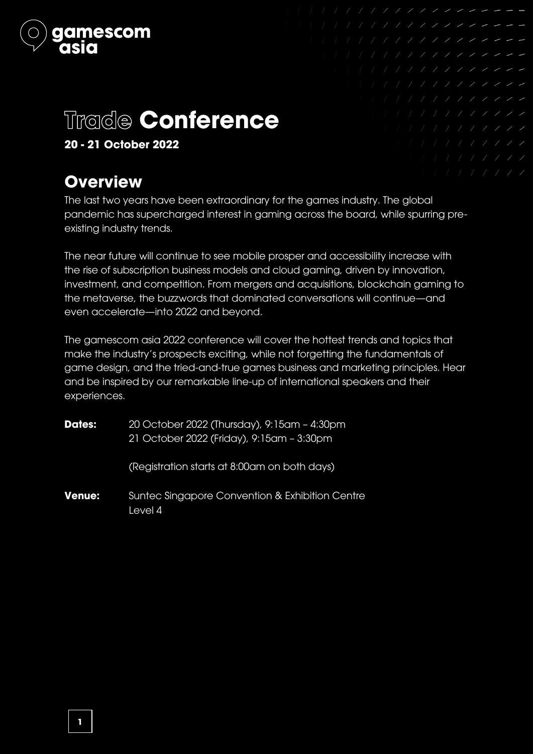gamescom asia

# Trade Conference

**20 - 21 October 2022**

## Overview

The last two years have been extraordinary for the games industry. The global pandemic has supercharged interest in gaming across the board, while spurring pre-existing industry trends.

The near future will continue to see mobile prosper and accessibility increase with the rise of subscription business models and cloud gaming, driven by innovation, investment, and competition. From mergers and acquisitions, blockchain gaming to the metaverse, the buzzwords that dominated conversations will continue—and even accelerate—into 2022 and beyond.

The gamescom asia 2022 conference will cover the hottest trends and topics that make the industry's prospects exciting, while not forgetting the fundamentals of game design, and the tried-and-true games business and marketing principles. Hear and be inspired by our remarkable line-up of international speakers and their experiences.

**Dates:** 20 October 2022 (Thursday), 9:15am – 4:30pm
21 October 2022 (Friday), 9:15am – 3:30pm

(Registration starts at 8:00am on both days)

**Venue:** Suntec Singapore Convention & Exhibition Centre
Level 4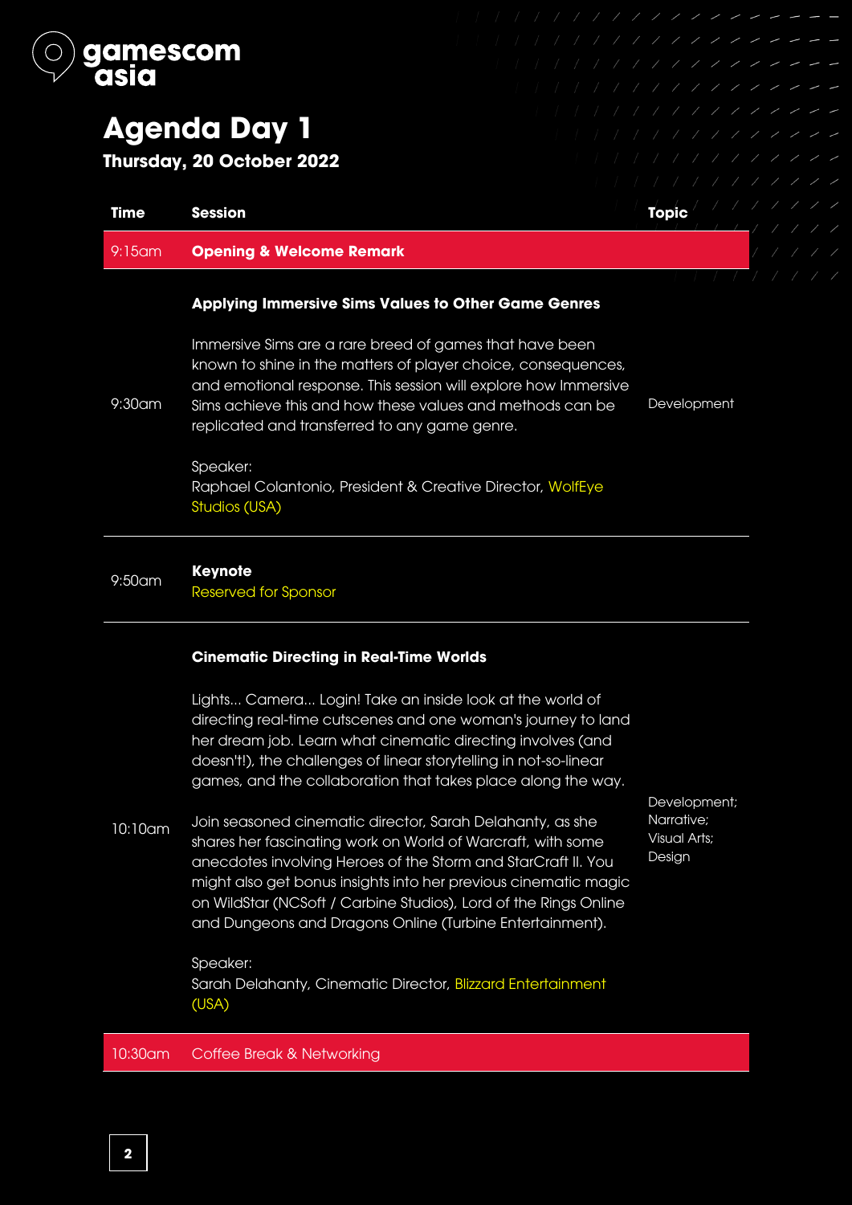gamescom asia

# Agenda Day 1

### Thursday, 20 October 2022

| Time | Session | Topic |
|---|---|---|
| 9:15am | **Opening & Welcome Remark** | |
| 9:30am | **Applying Immersive Sims Values to Other Game Genres**<br><br>Immersive Sims are a rare breed of games that have been known to shine in the matters of player choice, consequences, and emotional response. This session will explore how Immersive Sims achieve this and how these values and methods can be replicated and transferred to any game genre.<br><br>Speaker:<br>Raphael Colantonio, President & Creative Director, WolfEye Studios (USA) | Development |
| 9:50am | **Keynote**<br>Reserved for Sponsor | |
| 10:10am | **Cinematic Directing in Real-Time Worlds**<br><br>Lights... Camera... Login! Take an inside look at the world of directing real-time cutscenes and one woman's journey to land her dream job. Learn what cinematic directing involves (and doesn't!), the challenges of linear storytelling in not-so-linear games, and the collaboration that takes place along the way.<br><br>Join seasoned cinematic director, Sarah Delahanty, as she shares her fascinating work on World of Warcraft, with some anecdotes involving Heroes of the Storm and StarCraft II. You might also get bonus insights into her previous cinematic magic on WildStar (NCSoft / Carbine Studios), Lord of the Rings Online and Dungeons and Dragons Online (Turbine Entertainment).<br><br>Speaker:<br>Sarah Delahanty, Cinematic Director, Blizzard Entertainment (USA) | Development; Narrative; Visual Arts; Design |
| 10:30am | Coffee Break & Networking | |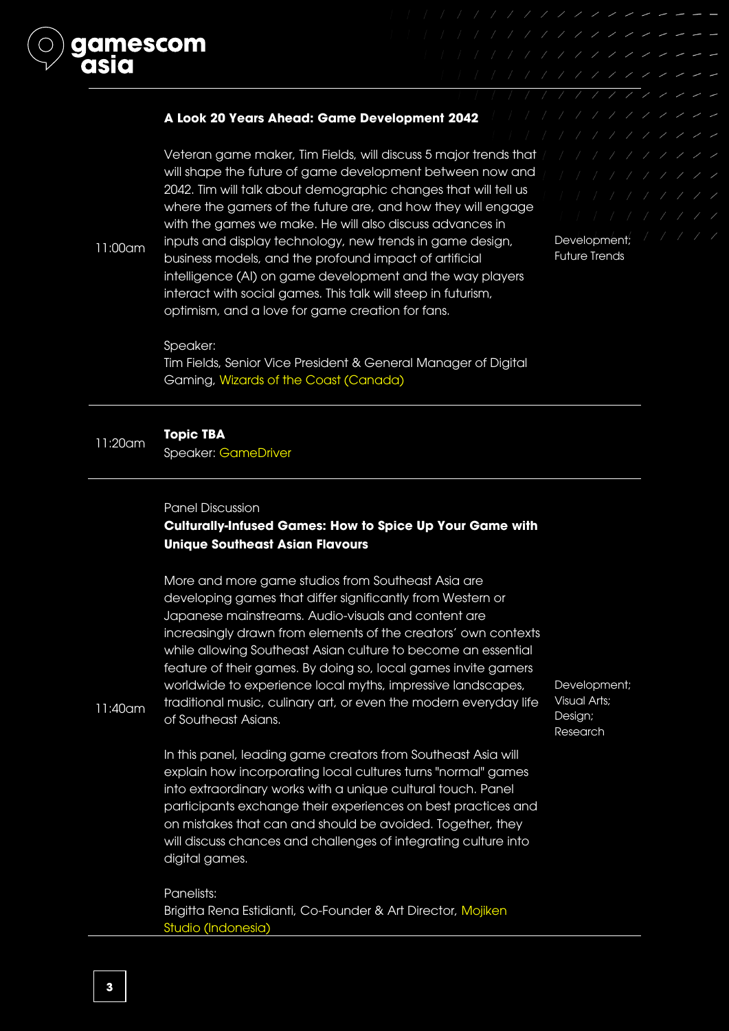| Time | Session | Tags |
|---|---|---|
| 11:00am | **A Look 20 Years Ahead: Game Development 2042**<br><br>Veteran game maker, Tim Fields, will discuss 5 major trends that will shape the future of game development between now and 2042. Tim will talk about demographic changes that will tell us where the gamers of the future are, and how they will engage with the games we make. He will also discuss advances in inputs and display technology, new trends in game design, business models, and the profound impact of artificial intelligence (AI) on game development and the way players interact with social games. This talk will steep in futurism, optimism, and a love for game creation for fans.<br><br>Speaker:<br>Tim Fields, Senior Vice President & General Manager of Digital Gaming, Wizards of the Coast (Canada) | Development; Future Trends |
| 11:20am | **Topic TBA**<br>Speaker: GameDriver | |
| 11:40am | Panel Discussion<br>**Culturally-Infused Games: How to Spice Up Your Game with Unique Southeast Asian Flavours**<br><br>More and more game studios from Southeast Asia are developing games that differ significantly from Western or Japanese mainstreams. Audio-visuals and content are increasingly drawn from elements of the creators' own contexts while allowing Southeast Asian culture to become an essential feature of their games. By doing so, local games invite gamers worldwide to experience local myths, impressive landscapes, traditional music, culinary art, or even the modern everyday life of Southeast Asians.<br><br>In this panel, leading game creators from Southeast Asia will explain how incorporating local cultures turns "normal" games into extraordinary works with a unique cultural touch. Panel participants exchange their experiences on best practices and on mistakes that can and should be avoided. Together, they will discuss chances and challenges of integrating culture into digital games.<br><br>Panelists:<br>Brigitta Rena Estidianti, Co-Founder & Art Director, Mojiken Studio (Indonesia) | Development; Visual Arts; Design; Research |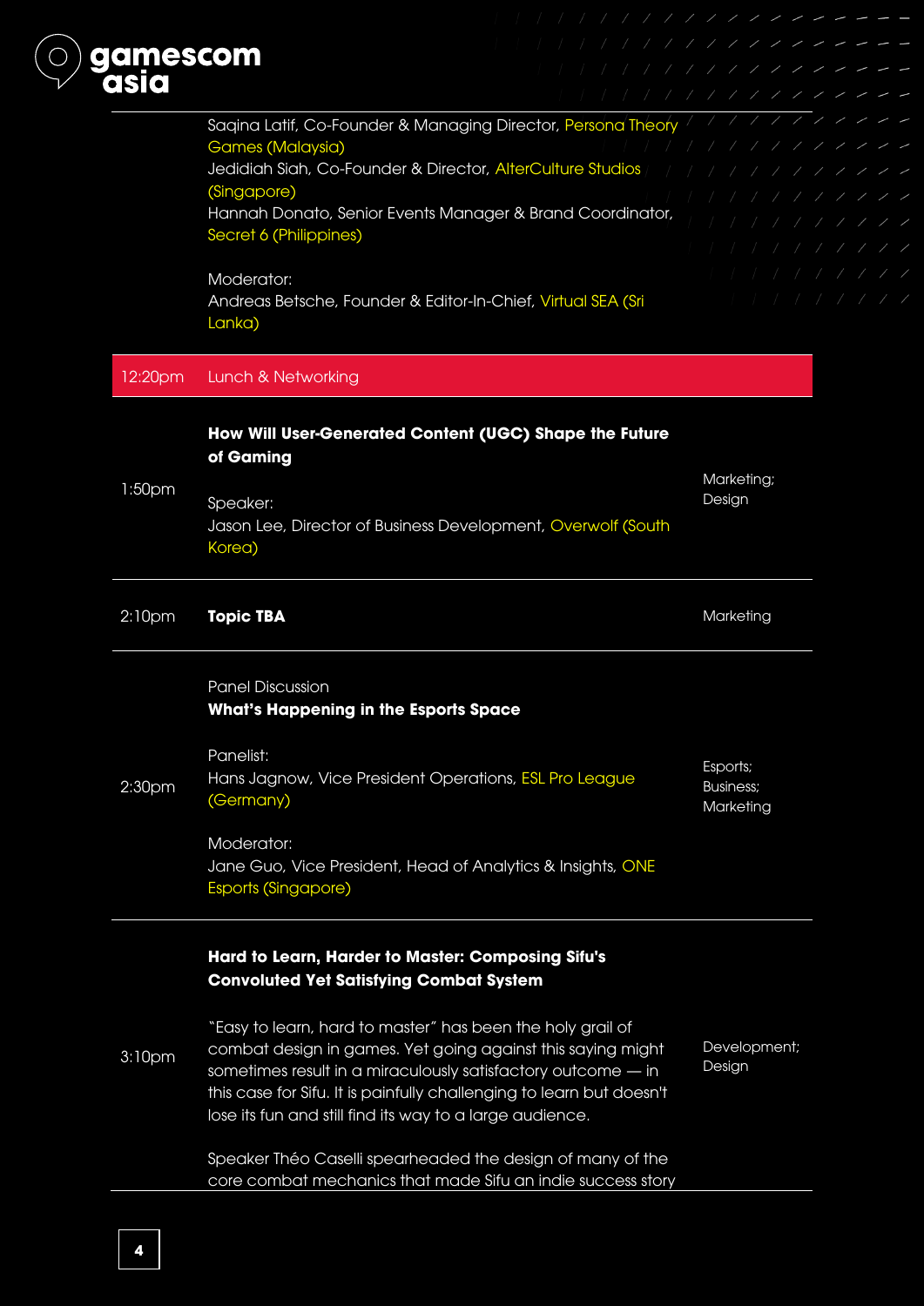Saqina Latif, Co-Founder & Managing Director, Persona Theory Games (Malaysia)
Jedidiah Siah, Co-Founder & Director, AlterCulture Studios (Singapore)
Hannah Donato, Senior Events Manager & Brand Coordinator, Secret 6 (Philippines)

Moderator:
Andreas Betsche, Founder & Editor-In-Chief, Virtual SEA (Sri Lanka)

| Time | Session | Track |
|---|---|---|
| 12:20pm | Lunch & Networking | |
| 1:50pm | **How Will User-Generated Content (UGC) Shape the Future of Gaming**<br><br>Speaker:<br>Jason Lee, Director of Business Development, Overwolf (South Korea) | Marketing; Design |
| 2:10pm | **Topic TBA** | Marketing |
| 2:30pm | Panel Discussion<br>**What's Happening in the Esports Space**<br><br>Panelist:<br>Hans Jagnow, Vice President Operations, ESL Pro League (Germany)<br><br>Moderator:<br>Jane Guo, Vice President, Head of Analytics & Insights, ONE Esports (Singapore) | Esports; Business; Marketing |
| 3:10pm | **Hard to Learn, Harder to Master: Composing Sifu's Convoluted Yet Satisfying Combat System**<br><br>"Easy to learn, hard to master" has been the holy grail of combat design in games. Yet going against this saying might sometimes result in a miraculously satisfactory outcome — in this case for Sifu. It is painfully challenging to learn but doesn't lose its fun and still find its way to a large audience.<br><br>Speaker Théo Caselli spearheaded the design of many of the core combat mechanics that made Sifu an indie success story | Development; Design |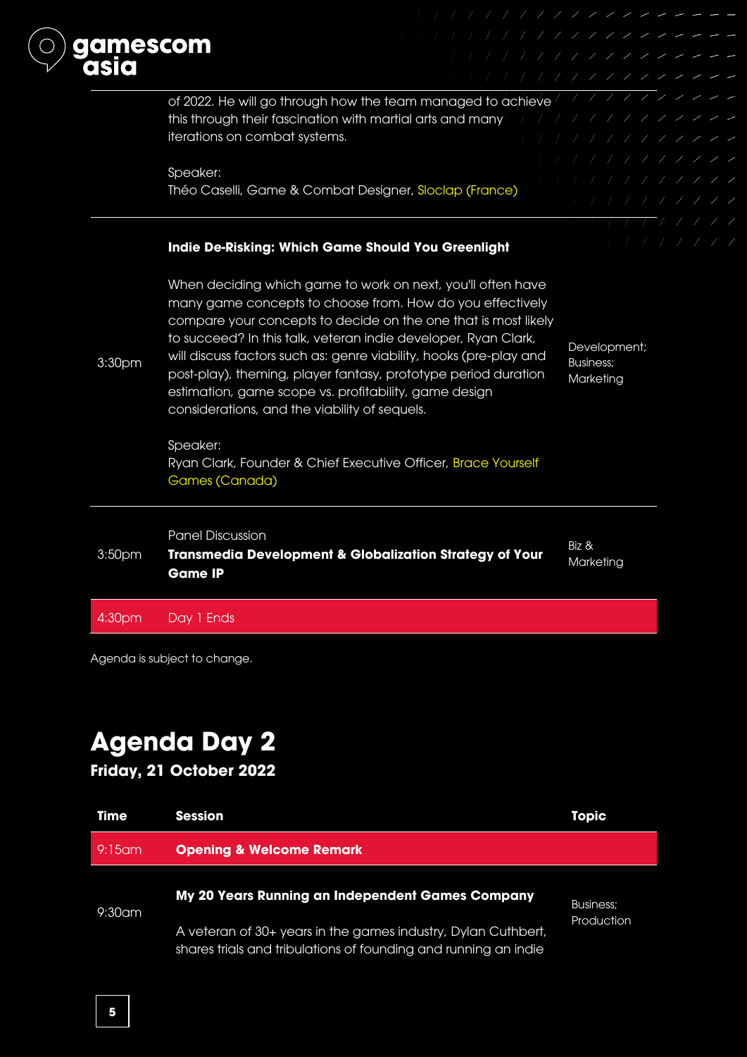| | | |
|---|---|---|
| | of 2022. He will go through how the team managed to achieve this through their fascination with martial arts and many iterations on combat systems.<br><br>Speaker:<br>Théo Caselli, Game & Combat Designer, Sloclap (France) | |
| 3:30pm | **Indie De-Risking: Which Game Should You Greenlight**<br><br>When deciding which game to work on next, you'll often have many game concepts to choose from. How do you effectively compare your concepts to decide on the one that is most likely to succeed? In this talk, veteran indie developer, Ryan Clark, will discuss factors such as: genre viability, hooks (pre-play and post-play), theming, player fantasy, prototype period duration estimation, game scope vs. profitability, game design considerations, and the viability of sequels.<br><br>Speaker:<br>Ryan Clark, Founder & Chief Executive Officer, Brace Yourself Games (Canada) | Development; Business; Marketing |
| 3:50pm | Panel Discussion<br>**Transmedia Development & Globalization Strategy of Your Game IP** | Biz & Marketing |
| 4:30pm | Day 1 Ends | |

Agenda is subject to change.

# Agenda Day 2

**Friday, 21 October 2022**

| Time | Session | Topic |
|---|---|---|
| 9:15am | **Opening & Welcome Remark** | |
| 9:30am | **My 20 Years Running an Independent Games Company**<br><br>A veteran of 30+ years in the games industry, Dylan Cuthbert, shares trials and tribulations of founding and running an indie | Business; Production |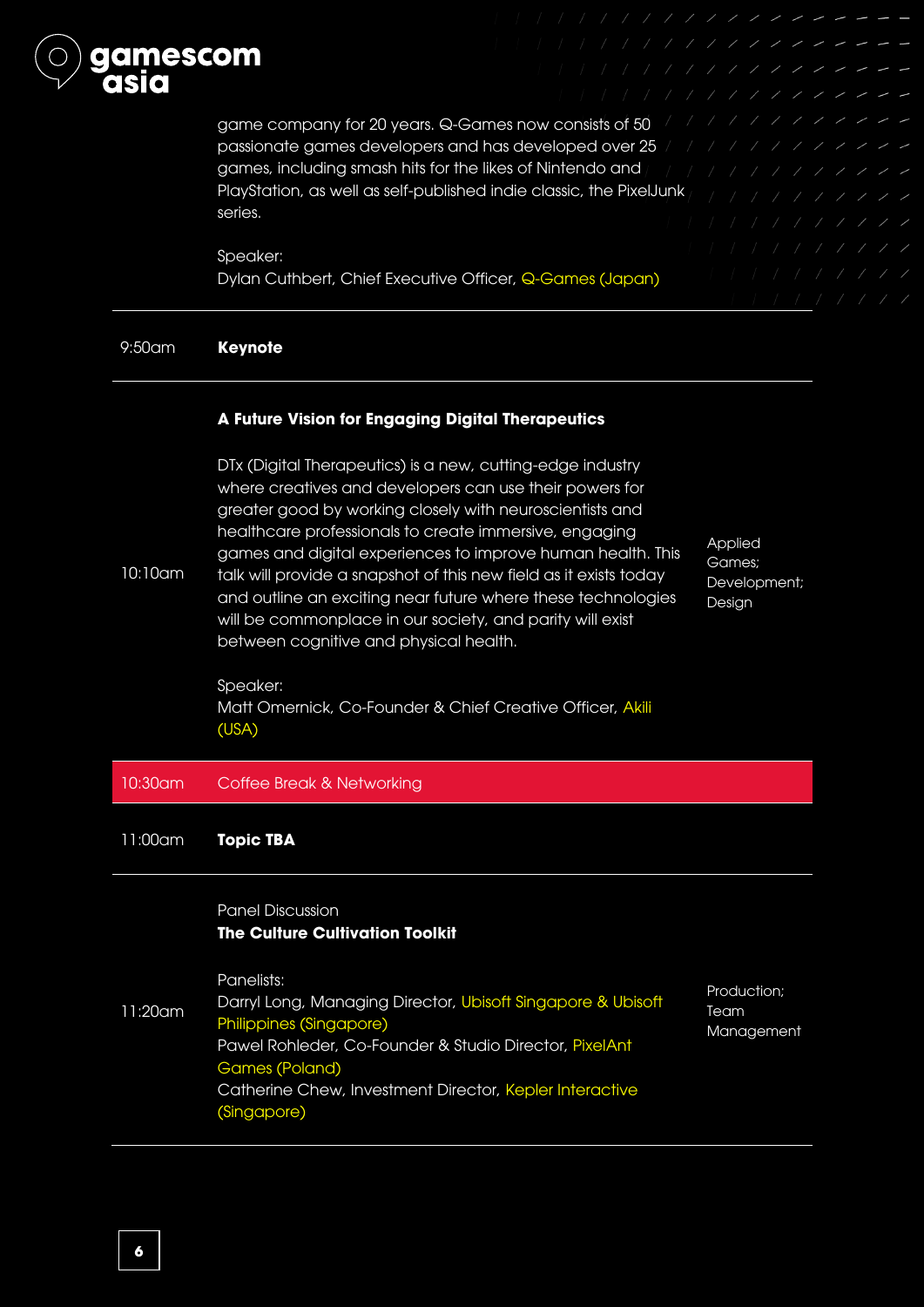game company for 20 years. Q-Games now consists of 50 passionate games developers and has developed over 25 games, including smash hits for the likes of Nintendo and PlayStation, as well as self-published indie classic, the PixelJunk series.

Speaker:
Dylan Cuthbert, Chief Executive Officer, Q-Games (Japan)

| Time | Session | Topics |
| --- | --- | --- |
| 9:50am | **Keynote** | |
| 10:10am | **A Future Vision for Engaging Digital Therapeutics**<br><br>DTx (Digital Therapeutics) is a new, cutting-edge industry where creatives and developers can use their powers for greater good by working closely with neuroscientists and healthcare professionals to create immersive, engaging games and digital experiences to improve human health. This talk will provide a snapshot of this new field as it exists today and outline an exciting near future where these technologies will be commonplace in our society, and parity will exist between cognitive and physical health.<br><br>Speaker:<br>Matt Omernick, Co-Founder & Chief Creative Officer, Akili (USA) | Applied Games; Development; Design |
| 10:30am | Coffee Break & Networking | |
| 11:00am | **Topic TBA** | |
| 11:20am | Panel Discussion<br>**The Culture Cultivation Toolkit**<br><br>Panelists:<br>Darryl Long, Managing Director, Ubisoft Singapore & Ubisoft Philippines (Singapore)<br>Pawel Rohleder, Co-Founder & Studio Director, PixelAnt Games (Poland)<br>Catherine Chew, Investment Director, Kepler Interactive (Singapore) | Production; Team Management |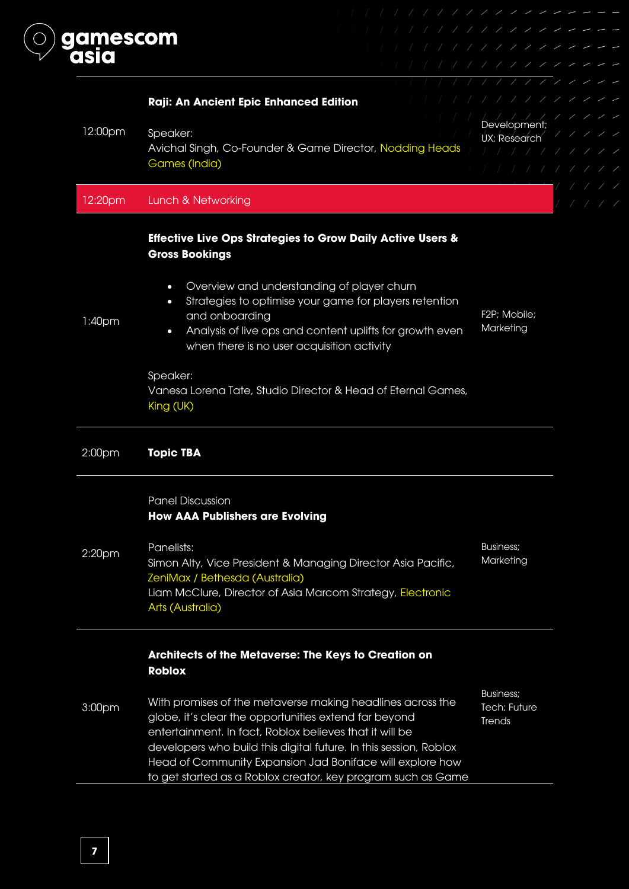| Time | Session | Track |
|---|---|---|
| 12:00pm | **Raji: An Ancient Epic Enhanced Edition**<br><br>Speaker:<br>Avichal Singh, Co-Founder & Game Director, Nodding Heads Games (India) | Development; UX; Research |
| 12:20pm | Lunch & Networking | |
| 1:40pm | **Effective Live Ops Strategies to Grow Daily Active Users & Gross Bookings**<br><br>• Overview and understanding of player churn<br>• Strategies to optimise your game for players retention and onboarding<br>• Analysis of live ops and content uplifts for growth even when there is no user acquisition activity<br><br>Speaker:<br>Vanesa Lorena Tate, Studio Director & Head of Eternal Games, King (UK) | F2P; Mobile; Marketing |
| 2:00pm | **Topic TBA** | |
| 2:20pm | Panel Discussion<br>**How AAA Publishers are Evolving**<br><br>Panelists:<br>Simon Alty, Vice President & Managing Director Asia Pacific, ZeniMax / Bethesda (Australia)<br>Liam McClure, Director of Asia Marcom Strategy, Electronic Arts (Australia) | Business; Marketing |
| 3:00pm | **Architects of the Metaverse: The Keys to Creation on Roblox**<br><br>With promises of the metaverse making headlines across the globe, it's clear the opportunities extend far beyond entertainment. In fact, Roblox believes that it will be developers who build this digital future. In this session, Roblox Head of Community Expansion Jad Boniface will explore how to get started as a Roblox creator, key program such as Game | Business; Tech; Future Trends |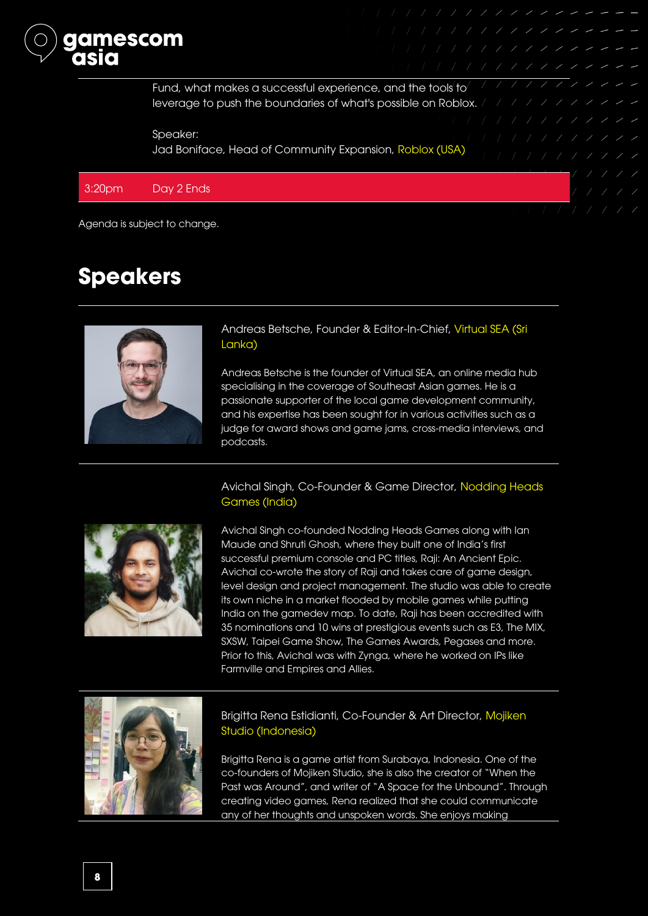Fund, what makes a successful experience, and the tools to leverage to push the boundaries of what's possible on Roblox.

Speaker:
Jad Boniface, Head of Community Expansion, Roblox (USA)

| 3:20pm | Day 2 Ends |
|---|---|

Agenda is subject to change.

## Speakers

Andreas Betsche, Founder & Editor-In-Chief, Virtual SEA (Sri Lanka)

Andreas Betsche is the founder of Virtual SEA, an online media hub specialising in the coverage of Southeast Asian games. He is a passionate supporter of the local game development community, and his expertise has been sought for in various activities such as a judge for award shows and game jams, cross-media interviews, and podcasts.

Avichal Singh, Co-Founder & Game Director, Nodding Heads Games (India)

Avichal Singh co-founded Nodding Heads Games along with Ian Maude and Shruti Ghosh, where they built one of India's first successful premium console and PC titles, Raji: An Ancient Epic. Avichal co-wrote the story of Raji and takes care of game design, level design and project management. The studio was able to create its own niche in a market flooded by mobile games while putting India on the gamedev map. To date, Raji has been accredited with 35 nominations and 10 wins at prestigious events such as E3, The MIX, SXSW, Taipei Game Show, The Games Awards, Pegases and more. Prior to this, Avichal was with Zynga, where he worked on IPs like Farmville and Empires and Allies.

Brigitta Rena Estidianti, Co-Founder & Art Director, Mojiken Studio (Indonesia)

Brigitta Rena is a game artist from Surabaya, Indonesia. One of the co-founders of Mojiken Studio, she is also the creator of "When the Past was Around", and writer of "A Space for the Unbound". Through creating video games, Rena realized that she could communicate any of her thoughts and unspoken words. She enjoys making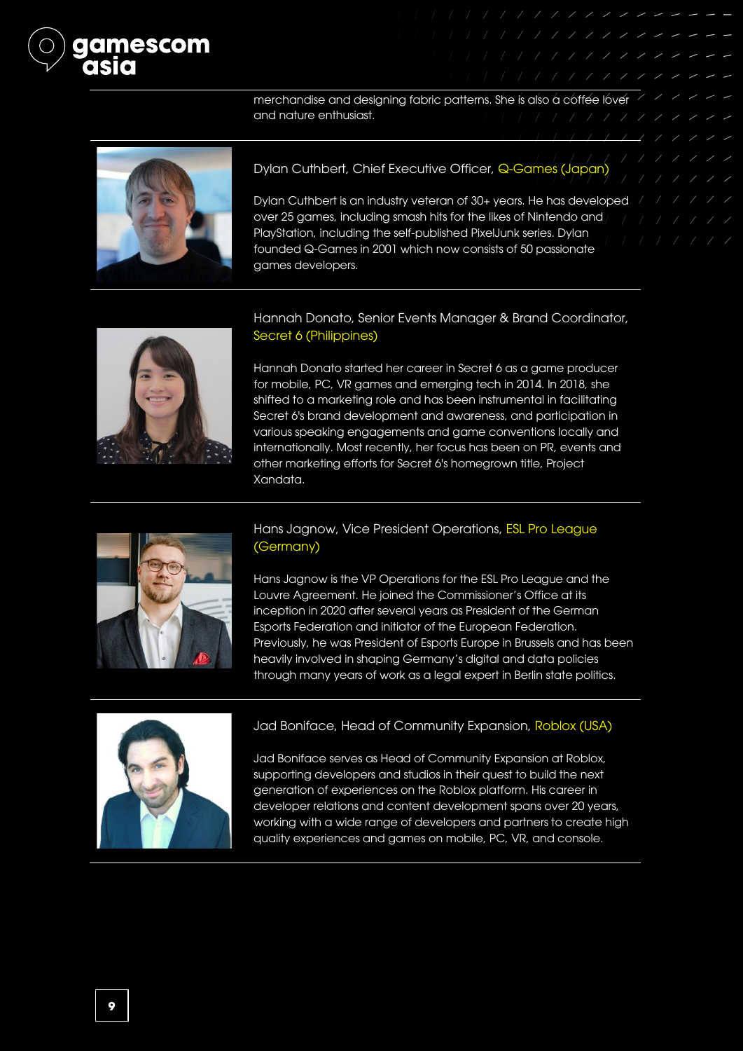merchandise and designing fabric patterns. She is also a coffee lover and nature enthusiast.

---

### Dylan Cuthbert, Chief Executive Officer, Q-Games (Japan)

Dylan Cuthbert is an industry veteran of 30+ years. He has developed over 25 games, including smash hits for the likes of Nintendo and PlayStation, including the self-published PixelJunk series. Dylan founded Q-Games in 2001 which now consists of 50 passionate games developers.

---

### Hannah Donato, Senior Events Manager & Brand Coordinator, Secret 6 (Philippines)

Hannah Donato started her career in Secret 6 as a game producer for mobile, PC, VR games and emerging tech in 2014. In 2018, she shifted to a marketing role and has been instrumental in facilitating Secret 6's brand development and awareness, and participation in various speaking engagements and game conventions locally and internationally. Most recently, her focus has been on PR, events and other marketing efforts for Secret 6's homegrown title, Project Xandata.

---

### Hans Jagnow, Vice President Operations, ESL Pro League (Germany)

Hans Jagnow is the VP Operations for the ESL Pro League and the Louvre Agreement. He joined the Commissioner's Office at its inception in 2020 after several years as President of the German Esports Federation and initiator of the European Federation. Previously, he was President of Esports Europe in Brussels and has been heavily involved in shaping Germany's digital and data policies through many years of work as a legal expert in Berlin state politics.

---

### Jad Boniface, Head of Community Expansion, Roblox (USA)

Jad Boniface serves as Head of Community Expansion at Roblox, supporting developers and studios in their quest to build the next generation of experiences on the Roblox platform. His career in developer relations and content development spans over 20 years, working with a wide range of developers and partners to create high quality experiences and games on mobile, PC, VR, and console.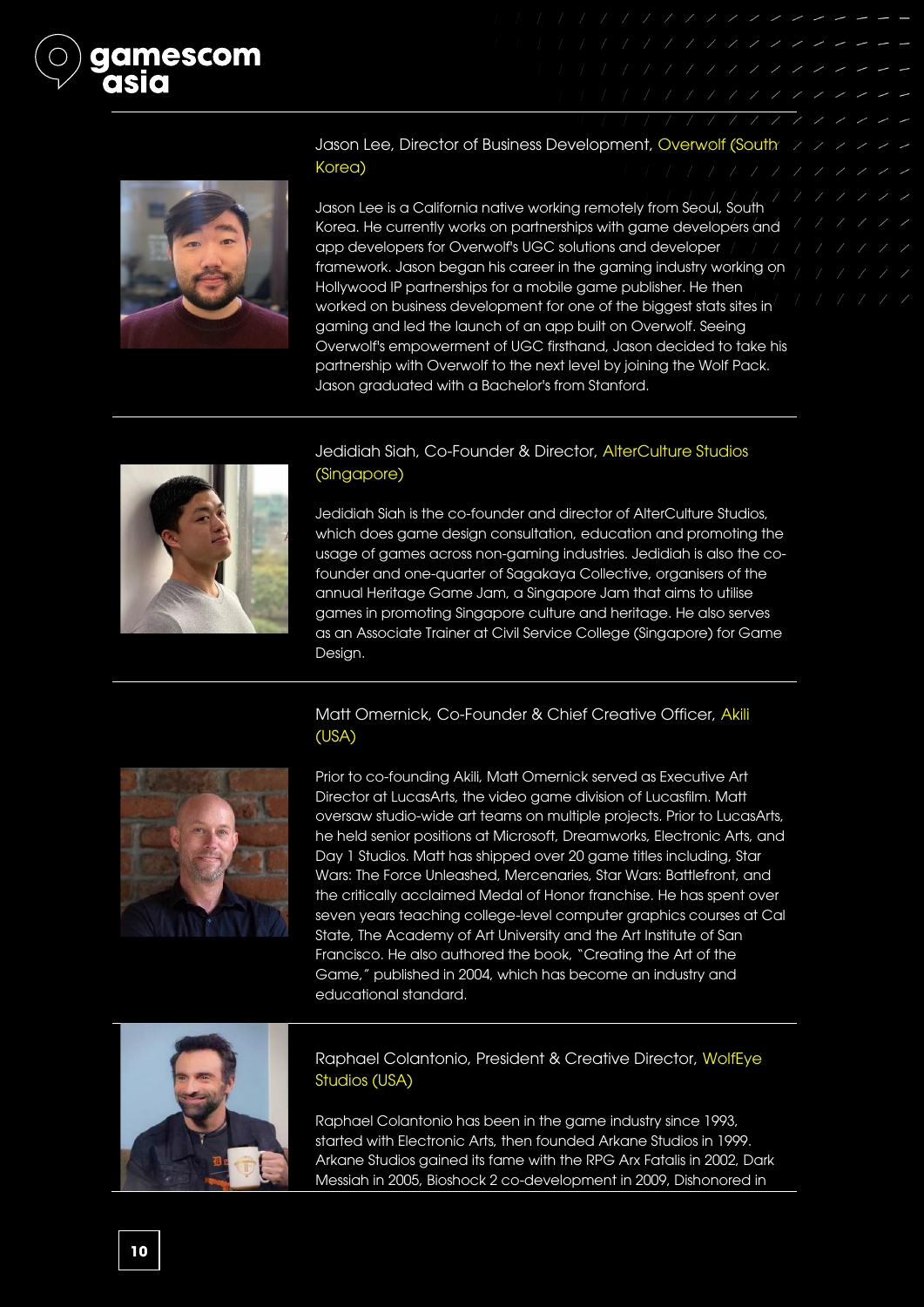### Jason Lee, Director of Business Development, Overwolf (South Korea)

Jason Lee is a California native working remotely from Seoul, South Korea. He currently works on partnerships with game developers and app developers for Overwolf's UGC solutions and developer framework. Jason began his career in the gaming industry working on Hollywood IP partnerships for a mobile game publisher. He then worked on business development for one of the biggest stats sites in gaming and led the launch of an app built on Overwolf. Seeing Overwolf's empowerment of UGC firsthand, Jason decided to take his partnership with Overwolf to the next level by joining the Wolf Pack. Jason graduated with a Bachelor's from Stanford.

### Jedidiah Siah, Co-Founder & Director, AlterCulture Studios (Singapore)

Jedidiah Siah is the co-founder and director of AlterCulture Studios, which does game design consultation, education and promoting the usage of games across non-gaming industries. Jedidiah is also the co-founder and one-quarter of Sagakaya Collective, organisers of the annual Heritage Game Jam, a Singapore Jam that aims to utilise games in promoting Singapore culture and heritage. He also serves as an Associate Trainer at Civil Service College (Singapore) for Game Design.

### Matt Omernick, Co-Founder & Chief Creative Officer, Akili (USA)

Prior to co-founding Akili, Matt Omernick served as Executive Art Director at LucasArts, the video game division of Lucasfilm. Matt oversaw studio-wide art teams on multiple projects. Prior to LucasArts, he held senior positions at Microsoft, Dreamworks, Electronic Arts, and Day 1 Studios. Matt has shipped over 20 game titles including, Star Wars: The Force Unleashed, Mercenaries, Star Wars: Battlefront, and the critically acclaimed Medal of Honor franchise. He has spent over seven years teaching college-level computer graphics courses at Cal State, The Academy of Art University and the Art Institute of San Francisco. He also authored the book, "Creating the Art of the Game," published in 2004, which has become an industry and educational standard.

### Raphael Colantonio, President & Creative Director, WolfEye Studios (USA)

Raphael Colantonio has been in the game industry since 1993, started with Electronic Arts, then founded Arkane Studios in 1999. Arkane Studios gained its fame with the RPG Arx Fatalis in 2002, Dark Messiah in 2005, Bioshock 2 co-development in 2009, Dishonored in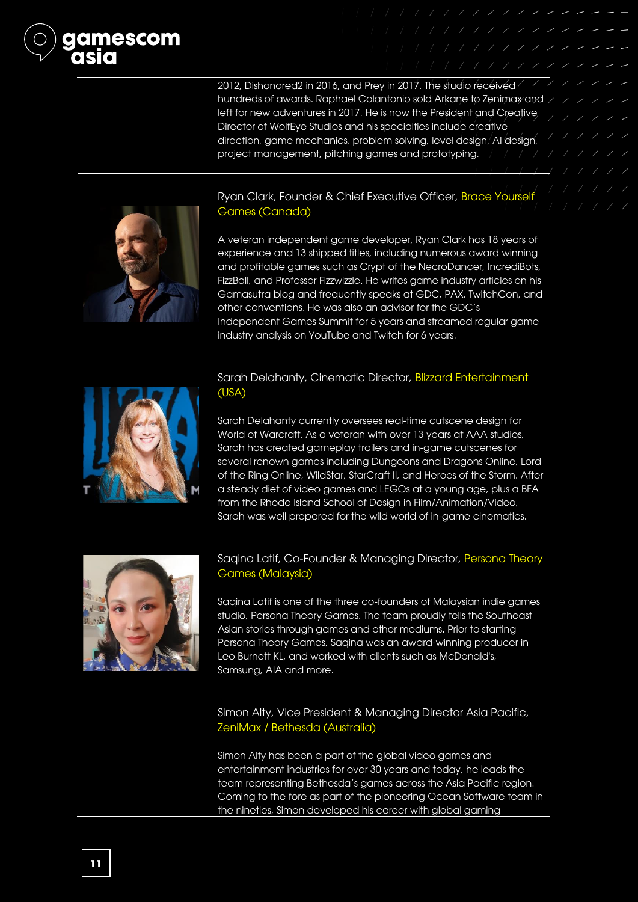2012, Dishonored2 in 2016, and Prey in 2017. The studio received hundreds of awards. Raphael Colantonio sold Arkane to Zenimax and left for new adventures in 2017. He is now the President and Creative Director of WolfEye Studios and his specialties include creative direction, game mechanics, problem solving, level design, AI design, project management, pitching games and prototyping.

---

### Ryan Clark, Founder & Chief Executive Officer, Brace Yourself Games (Canada)

A veteran independent game developer, Ryan Clark has 18 years of experience and 13 shipped titles, including numerous award winning and profitable games such as Crypt of the NecroDancer, IncrediBots, FizzBall, and Professor Fizzwizzle. He writes game industry articles on his Gamasutra blog and frequently speaks at GDC, PAX, TwitchCon, and other conventions. He was also an advisor for the GDC's Independent Games Summit for 5 years and streamed regular game industry analysis on YouTube and Twitch for 6 years.

---

### Sarah Delahanty, Cinematic Director, Blizzard Entertainment (USA)

Sarah Delahanty currently oversees real-time cutscene design for World of Warcraft. As a veteran with over 13 years at AAA studios, Sarah has created gameplay trailers and in-game cutscenes for several renown games including Dungeons and Dragons Online, Lord of the Ring Online, WildStar, StarCraft II, and Heroes of the Storm. After a steady diet of video games and LEGOs at a young age, plus a BFA from the Rhode Island School of Design in Film/Animation/Video, Sarah was well prepared for the wild world of in-game cinematics.

---

### Saqina Latif, Co-Founder & Managing Director, Persona Theory Games (Malaysia)

Saqina Latif is one of the three co-founders of Malaysian indie games studio, Persona Theory Games. The team proudly tells the Southeast Asian stories through games and other mediums. Prior to starting Persona Theory Games, Saqina was an award-winning producer in Leo Burnett KL, and worked with clients such as McDonald's, Samsung, AIA and more.

---

### Simon Alty, Vice President & Managing Director Asia Pacific, ZeniMax / Bethesda (Australia)

Simon Alty has been a part of the global video games and entertainment industries for over 30 years and today, he leads the team representing Bethesda's games across the Asia Pacific region. Coming to the fore as part of the pioneering Ocean Software team in the nineties, Simon developed his career with global gaming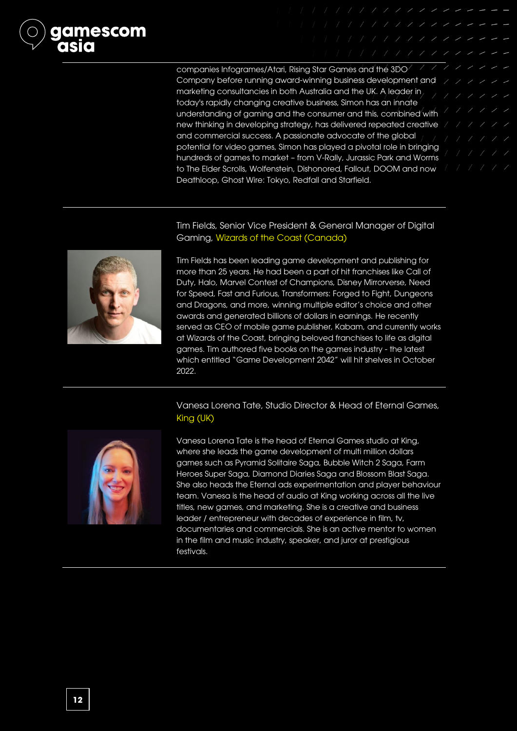companies Infogrames/Atari, Rising Star Games and the 3DO Company before running award-winning business development and marketing consultancies in both Australia and the UK. A leader in today's rapidly changing creative business, Simon has an innate understanding of gaming and the consumer and this, combined with new thinking in developing strategy, has delivered repeated creative and commercial success. A passionate advocate of the global potential for video games, Simon has played a pivotal role in bringing hundreds of games to market – from V-Rally, Jurassic Park and Worms to The Elder Scrolls, Wolfenstein, Dishonored, Fallout, DOOM and now Deathloop, Ghost Wire: Tokyo, Redfall and Starfield.

---

### Tim Fields, Senior Vice President & General Manager of Digital Gaming, Wizards of the Coast (Canada)

Tim Fields has been leading game development and publishing for more than 25 years. He had been a part of hit franchises like Call of Duty, Halo, Marvel Contest of Champions, Disney Mirrorverse, Need for Speed, Fast and Furious, Transformers: Forged to Fight, Dungeons and Dragons, and more, winning multiple editor's choice and other awards and generated billions of dollars in earnings. He recently served as CEO of mobile game publisher, Kabam, and currently works at Wizards of the Coast, bringing beloved franchises to life as digital games. Tim authored five books on the games industry - the latest which entitled "Game Development 2042" will hit shelves in October 2022.

---

### Vanesa Lorena Tate, Studio Director & Head of Eternal Games, King (UK)

Vanesa Lorena Tate is the head of Eternal Games studio at King, where she leads the game development of multi million dollars games such as Pyramid Solitaire Saga, Bubble Witch 2 Saga, Farm Heroes Super Saga, Diamond Diaries Saga and Blossom Blast Saga. She also heads the Eternal ads experimentation and player behaviour team. Vanesa is the head of audio at King working across all the live titles, new games, and marketing. She is a creative and business leader / entrepreneur with decades of experience in film, tv, documentaries and commercials. She is an active mentor to women in the film and music industry, speaker, and juror at prestigious festivals.